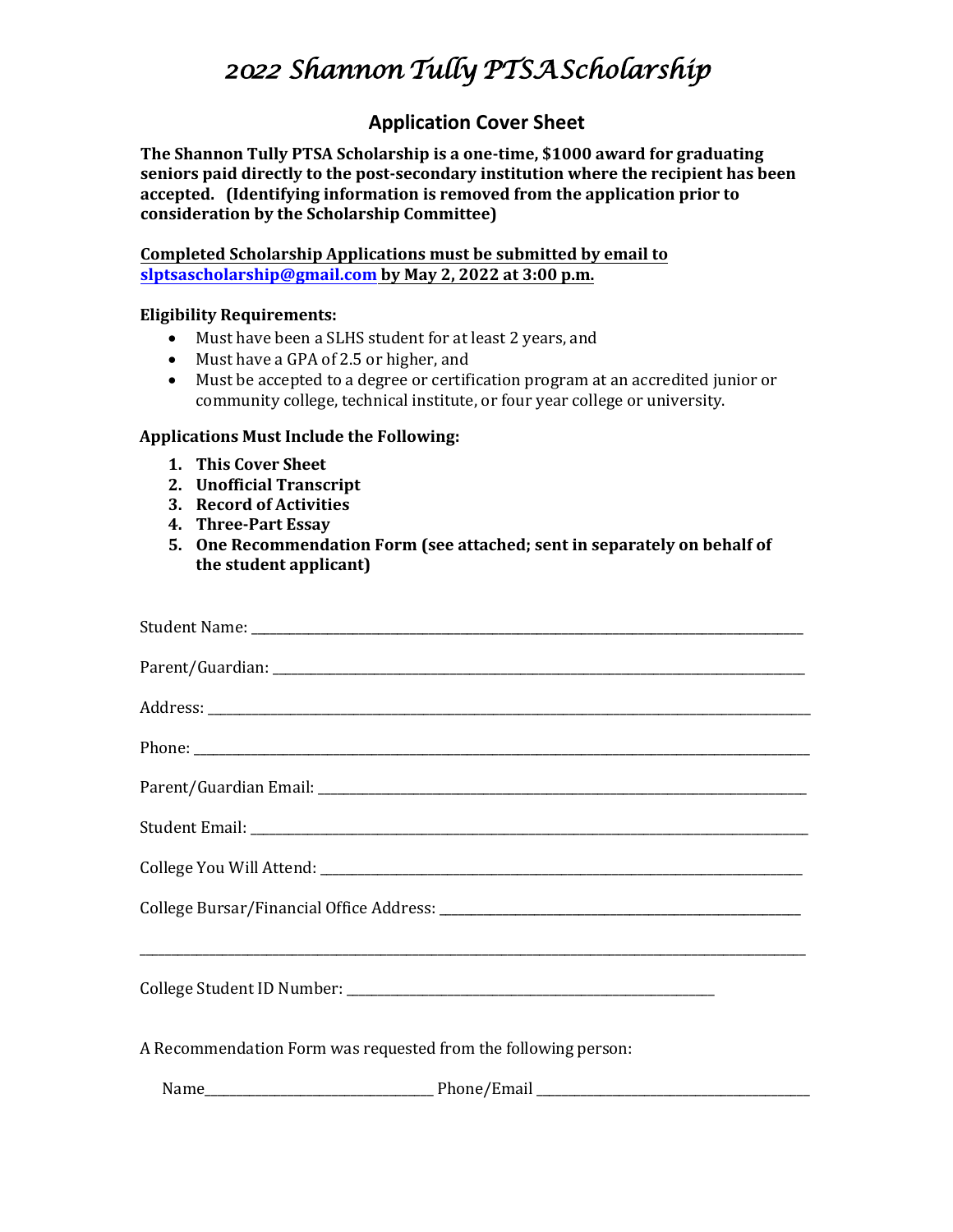# *2022 Shannon Tully PTSA Scholarship*

## Application Cover Sheet

**The Shannon Tully PTSA Scholarship is a one-time, $1000 award for graduating seniors paid directly to the post-secondary institution where the recipient has been accepted. (Identifying information is removed from the application prior to consideration by the Scholarship Committee)**

**Completed Scholarship Applications must be submitted by email to slptsascholarship@gmail.com by May 2, 2022 at 3:00 p.m.**

**Eligibility Requirements:**

- Must have been a SLHS student for at least 2 years, and
- Must have a GPA of 2.5 or higher, and
- Must be accepted to a degree or certification program at an accredited junior or community college, technical institute, or four year college or university.

**Applications Must Include the Following:**

1. **This Cover Sheet**
2. **Unofficial Transcript**
3. **Record of Activities**
4. **Three-Part Essay**
5. **One Recommendation Form (see attached; sent in separately on behalf of the student applicant)**

Student Name: ____________________________________________

Parent/Guardian: ____________________________________________

Address: ____________________________________________

Phone: ____________________________________________

Parent/Guardian Email: ____________________________________________

Student Email: ____________________________________________

College You Will Attend: ____________________________________________

College Bursar/Financial Office Address: ____________________________________________

____________________________________________

College Student ID Number: ____________________________________________

A Recommendation Form was requested from the following person:

Name______________________ Phone/Email ______________________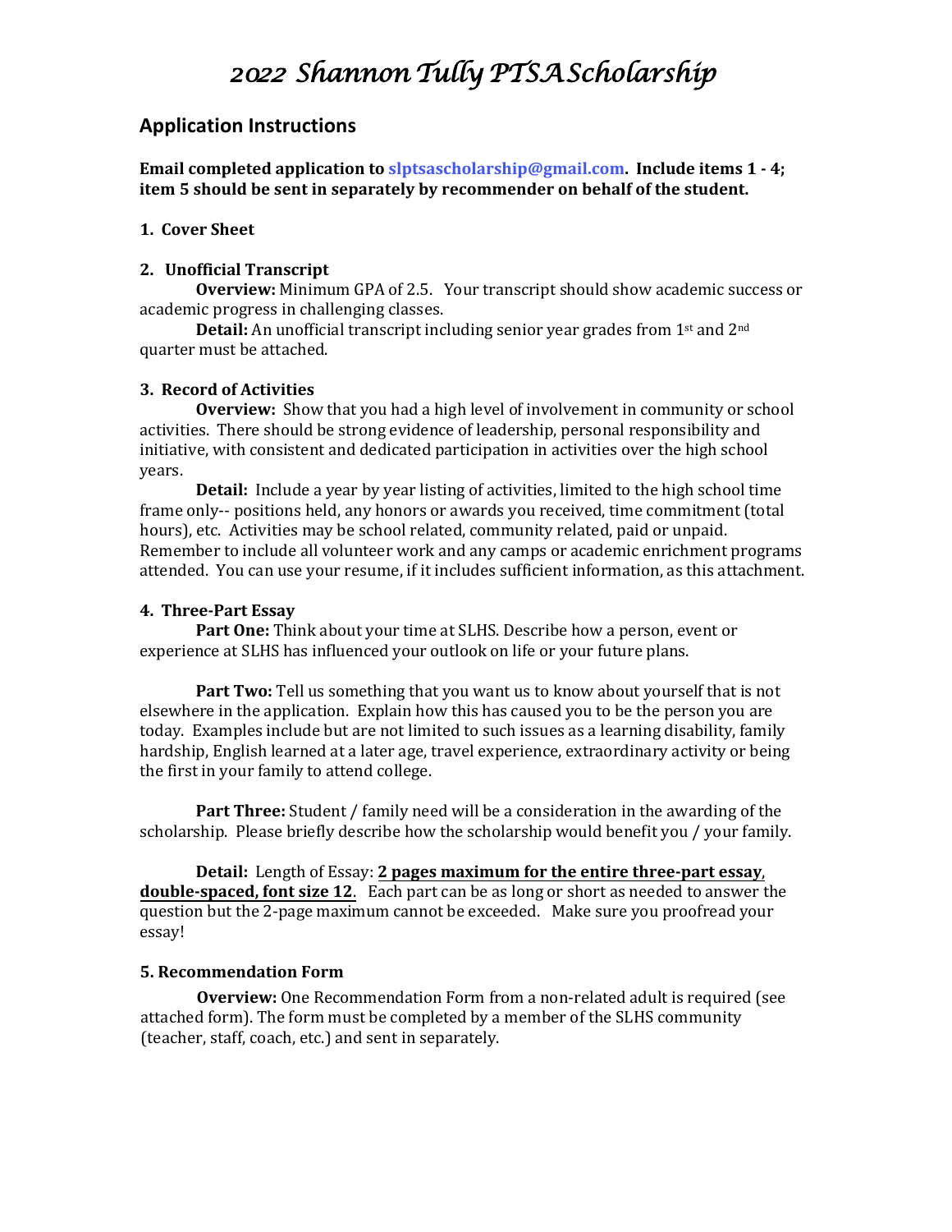# *2022 Shannon Tully PTSA Scholarship*

## Application Instructions

**Email completed application to slptsascholarship@gmail.com. Include items 1 - 4; item 5 should be sent in separately by recommender on behalf of the student.**

**1. Cover Sheet**

**2. Unofficial Transcript**

**Overview:** Minimum GPA of 2.5. Your transcript should show academic success or academic progress in challenging classes.

**Detail:** An unofficial transcript including senior year grades from 1st and 2nd quarter must be attached.

**3. Record of Activities**

**Overview:** Show that you had a high level of involvement in community or school activities. There should be strong evidence of leadership, personal responsibility and initiative, with consistent and dedicated participation in activities over the high school years.

**Detail:** Include a year by year listing of activities, limited to the high school time frame only-- positions held, any honors or awards you received, time commitment (total hours), etc. Activities may be school related, community related, paid or unpaid. Remember to include all volunteer work and any camps or academic enrichment programs attended. You can use your resume, if it includes sufficient information, as this attachment.

**4. Three-Part Essay**

**Part One:** Think about your time at SLHS. Describe how a person, event or experience at SLHS has influenced your outlook on life or your future plans.

**Part Two:** Tell us something that you want us to know about yourself that is not elsewhere in the application. Explain how this has caused you to be the person you are today. Examples include but are not limited to such issues as a learning disability, family hardship, English learned at a later age, travel experience, extraordinary activity or being the first in your family to attend college.

**Part Three:** Student / family need will be a consideration in the awarding of the scholarship. Please briefly describe how the scholarship would benefit you / your family.

**Detail:** Length of Essay: **2 pages maximum for the entire three-part essay, double-spaced, font size 12.** Each part can be as long or short as needed to answer the question but the 2-page maximum cannot be exceeded. Make sure you proofread your essay!

**5. Recommendation Form**

**Overview:** One Recommendation Form from a non-related adult is required (see attached form). The form must be completed by a member of the SLHS community (teacher, staff, coach, etc.) and sent in separately.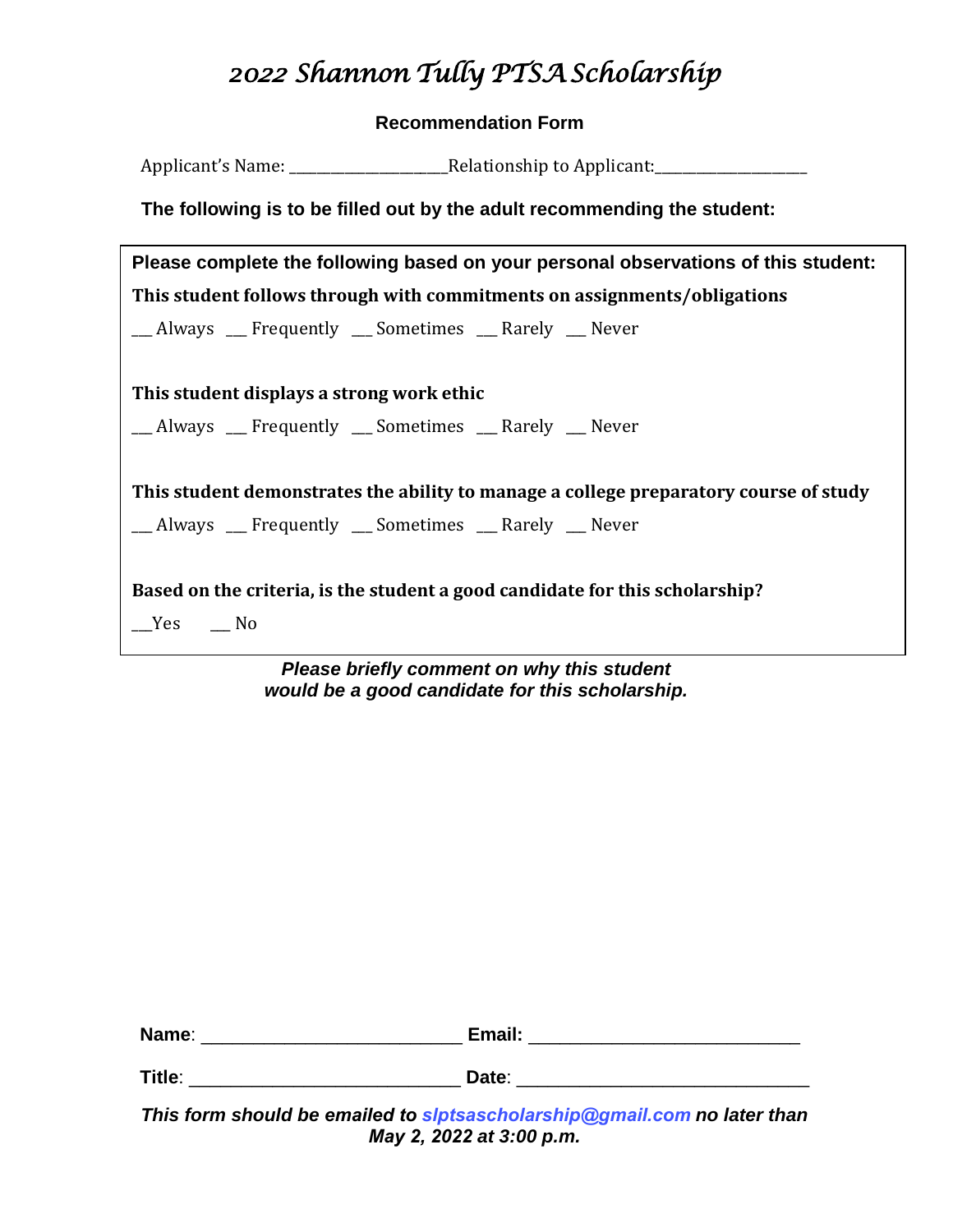# *2022 Shannon Tully PTSA Scholarship*

**Recommendation Form**

Applicant's Name: _____________________Relationship to Applicant:____________________

**The following is to be filled out by the adult recommending the student:**

**Please complete the following based on your personal observations of this student:**

**This student follows through with commitments on assignments/obligations**

___ Always ___ Frequently ___ Sometimes ___ Rarely ___ Never

**This student displays a strong work ethic**

___ Always ___ Frequently ___ Sometimes ___ Rarely ___ Never

**This student demonstrates the ability to manage a college preparatory course of study**

___ Always ___ Frequently ___ Sometimes ___ Rarely ___ Never

**Based on the criteria, is the student a good candidate for this scholarship?**

___Yes ___ No

***Please briefly comment on why this student would be a good candidate for this scholarship.***

**Name**: ________________________ **Email:** _________________________

**Title**: __________________________ **Date**: ___________________________

***This form should be emailed to slptsascholarship@gmail.com no later than May 2, 2022 at 3:00 p.m.***